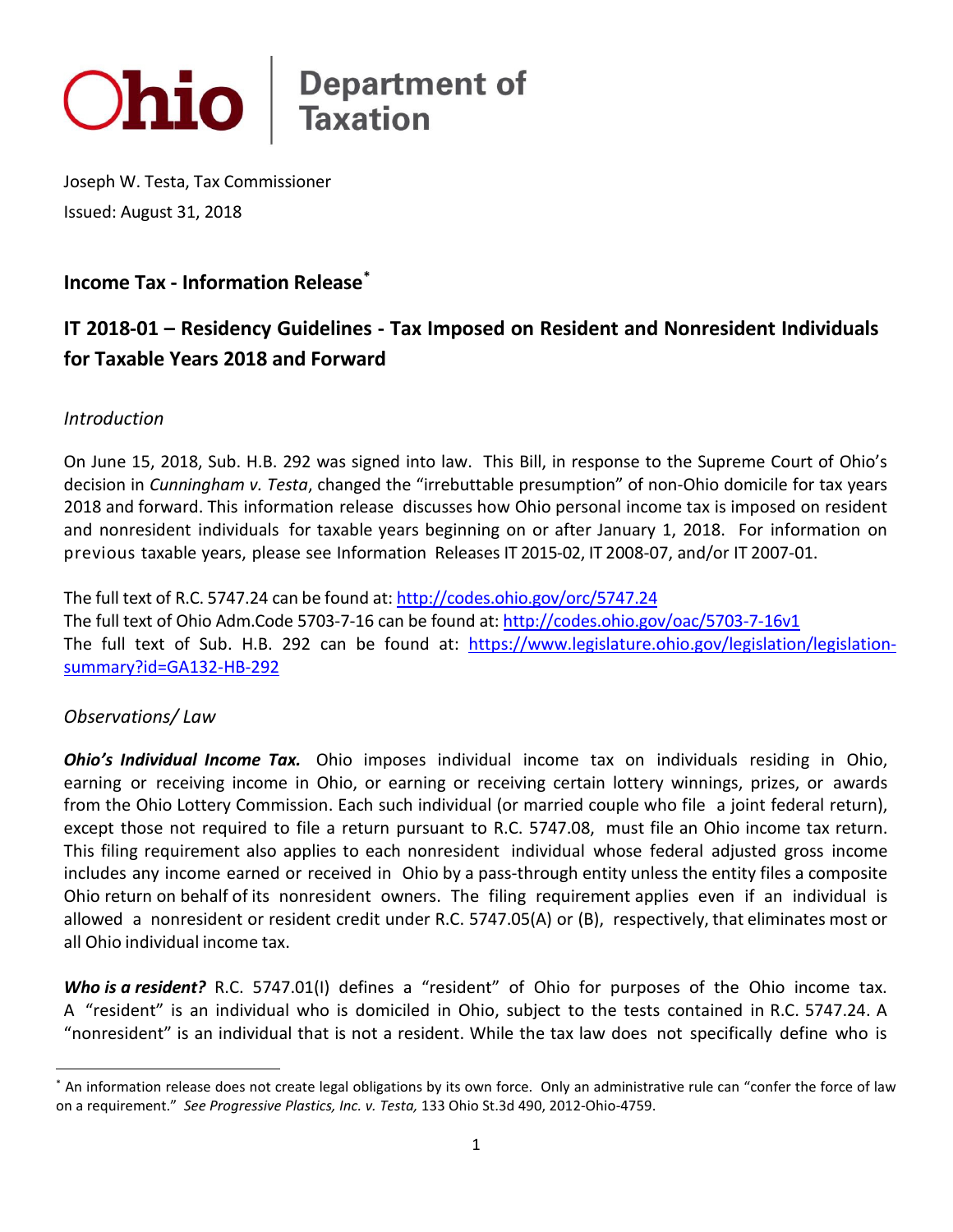# Ohio | Department of Taxation

Joseph W. Testa, Tax Commissioner

Issued: August 31, 2018

## Income Tax - Information Release[*]

## IT 2018-01 – Residency Guidelines - Tax Imposed on Resident and Nonresident Individuals for Taxable Years 2018 and Forward

### *Introduction*

On June 15, 2018, Sub. H.B. 292 was signed into law. This Bill, in response to the Supreme Court of Ohio's decision in *Cunningham v. Testa*, changed the "irrebuttable presumption" of non-Ohio domicile for tax years 2018 and forward. This information release discusses how Ohio personal income tax is imposed on resident and nonresident individuals for taxable years beginning on or after January 1, 2018. For information on previous taxable years, please see Information Releases IT 2015-02, IT 2008-07, and/or IT 2007-01.

The full text of R.C. 5747.24 can be found at: [http://codes.ohio.gov/orc/5747.24](http://codes.ohio.gov/orc/5747.24)
The full text of Ohio Adm.Code 5703-7-16 can be found at: [http://codes.ohio.gov/oac/5703-7-16v1](http://codes.ohio.gov/oac/5703-7-16v1)
The full text of Sub. H.B. 292 can be found at: [https://www.legislature.ohio.gov/legislation/legislation-summary?id=GA132-HB-292](https://www.legislature.ohio.gov/legislation/legislation-summary?id=GA132-HB-292)

### *Observations/ Law*

***Ohio's Individual Income Tax.*** Ohio imposes individual income tax on individuals residing in Ohio, earning or receiving income in Ohio, or earning or receiving certain lottery winnings, prizes, or awards from the Ohio Lottery Commission. Each such individual (or married couple who file a joint federal return), except those not required to file a return pursuant to R.C. 5747.08, must file an Ohio income tax return. This filing requirement also applies to each nonresident individual whose federal adjusted gross income includes any income earned or received in Ohio by a pass-through entity unless the entity files a composite Ohio return on behalf of its nonresident owners. The filing requirement applies even if an individual is allowed a nonresident or resident credit under R.C. 5747.05(A) or (B), respectively, that eliminates most or all Ohio individual income tax.

***Who is a resident?*** R.C. 5747.01(I) defines a "resident" of Ohio for purposes of the Ohio income tax. A "resident" is an individual who is domiciled in Ohio, subject to the tests contained in R.C. 5747.24. A "nonresident" is an individual that is not a resident. While the tax law does not specifically define who is

[*] An information release does not create legal obligations by its own force. Only an administrative rule can "confer the force of law on a requirement." *See Progressive Plastics, Inc. v. Testa,* 133 Ohio St.3d 490, 2012-Ohio-4759.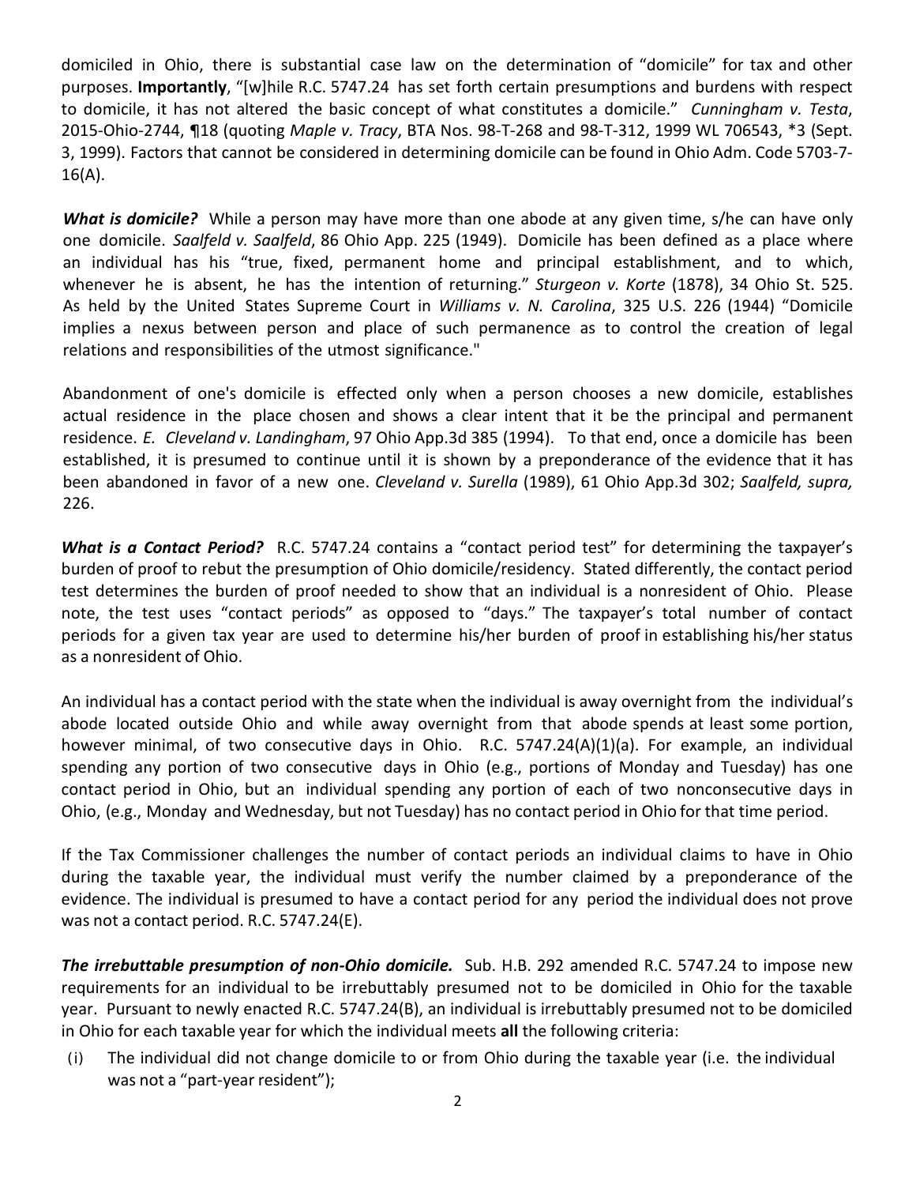domiciled in Ohio, there is substantial case law on the determination of "domicile" for tax and other purposes. **Importantly**, "[w]hile R.C. 5747.24 has set forth certain presumptions and burdens with respect to domicile, it has not altered the basic concept of what constitutes a domicile." *Cunningham v. Testa*, 2015-Ohio-2744, ¶18 (quoting *Maple v. Tracy*, BTA Nos. 98-T-268 and 98-T-312, 1999 WL 706543, *3 (Sept. 3, 1999). Factors that cannot be considered in determining domicile can be found in Ohio Adm. Code 5703-7-16(A).

***What is domicile?*** While a person may have more than one abode at any given time, s/he can have only one domicile. *Saalfeld v. Saalfeld*, 86 Ohio App. 225 (1949). Domicile has been defined as a place where an individual has his "true, fixed, permanent home and principal establishment, and to which, whenever he is absent, he has the intention of returning." *Sturgeon v. Korte* (1878), 34 Ohio St. 525. As held by the United States Supreme Court in *Williams v. N. Carolina*, 325 U.S. 226 (1944) "Domicile implies a nexus between person and place of such permanence as to control the creation of legal relations and responsibilities of the utmost significance."

Abandonment of one's domicile is effected only when a person chooses a new domicile, establishes actual residence in the place chosen and shows a clear intent that it be the principal and permanent residence. *E. Cleveland v. Landingham*, 97 Ohio App.3d 385 (1994). To that end, once a domicile has been established, it is presumed to continue until it is shown by a preponderance of the evidence that it has been abandoned in favor of a new one. *Cleveland v. Surella* (1989), 61 Ohio App.3d 302; *Saalfeld, supra,* 226.

***What is a Contact Period?*** R.C. 5747.24 contains a "contact period test" for determining the taxpayer's burden of proof to rebut the presumption of Ohio domicile/residency. Stated differently, the contact period test determines the burden of proof needed to show that an individual is a nonresident of Ohio. Please note, the test uses "contact periods" as opposed to "days." The taxpayer's total number of contact periods for a given tax year are used to determine his/her burden of proof in establishing his/her status as a nonresident of Ohio.

An individual has a contact period with the state when the individual is away overnight from the individual's abode located outside Ohio and while away overnight from that abode spends at least some portion, however minimal, of two consecutive days in Ohio. R.C. 5747.24(A)(1)(a). For example, an individual spending any portion of two consecutive days in Ohio (e.g., portions of Monday and Tuesday) has one contact period in Ohio, but an individual spending any portion of each of two nonconsecutive days in Ohio, (e.g., Monday and Wednesday, but not Tuesday) has no contact period in Ohio for that time period.

If the Tax Commissioner challenges the number of contact periods an individual claims to have in Ohio during the taxable year, the individual must verify the number claimed by a preponderance of the evidence. The individual is presumed to have a contact period for any period the individual does not prove was not a contact period. R.C. 5747.24(E).

***The irrebuttable presumption of non-Ohio domicile.*** Sub. H.B. 292 amended R.C. 5747.24 to impose new requirements for an individual to be irrebuttably presumed not to be domiciled in Ohio for the taxable year. Pursuant to newly enacted R.C. 5747.24(B), an individual is irrebuttably presumed not to be domiciled in Ohio for each taxable year for which the individual meets **all** the following criteria:

(i) The individual did not change domicile to or from Ohio during the taxable year (i.e. the individual was not a "part-year resident");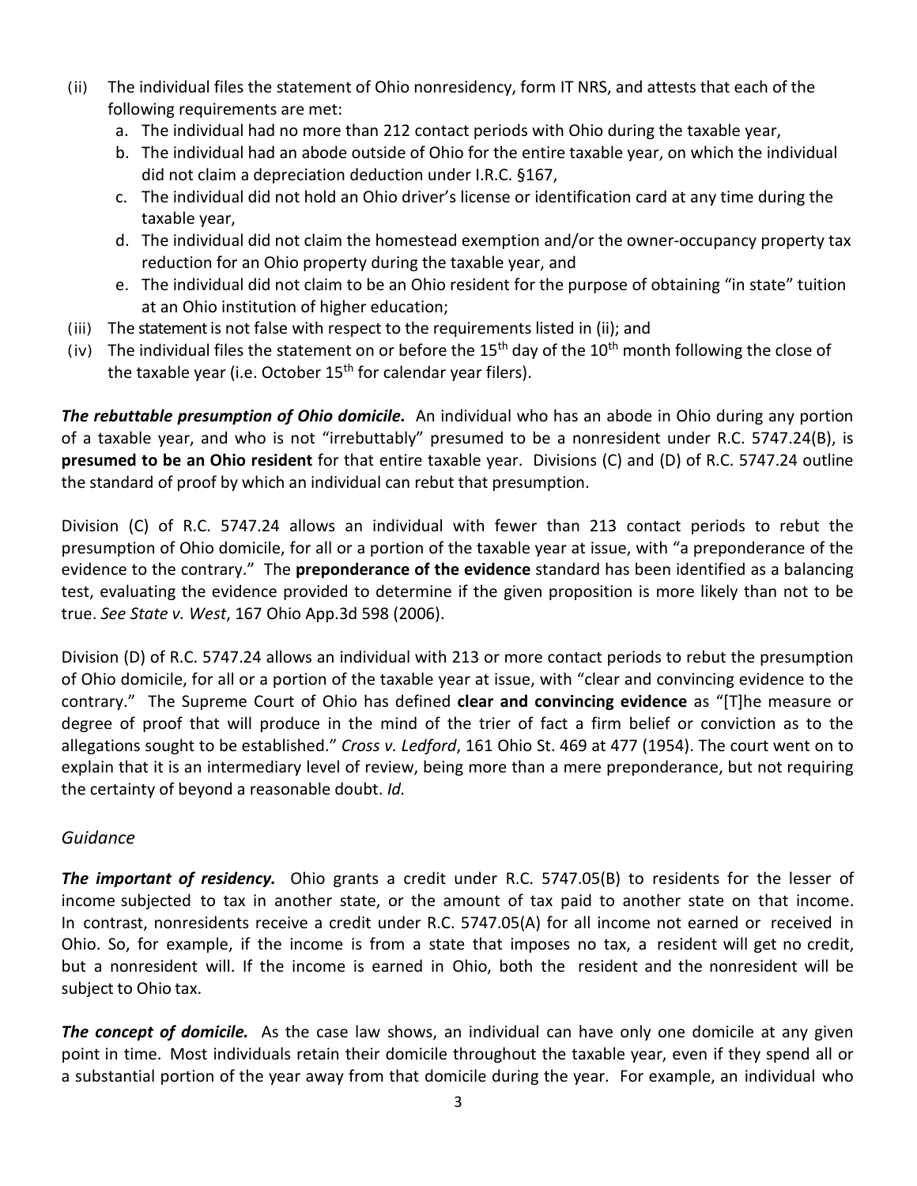(ii) The individual files the statement of Ohio nonresidency, form IT NRS, and attests that each of the following requirements are met:
   a. The individual had no more than 212 contact periods with Ohio during the taxable year,
   b. The individual had an abode outside of Ohio for the entire taxable year, on which the individual did not claim a depreciation deduction under I.R.C. §167,
   c. The individual did not hold an Ohio driver's license or identification card at any time during the taxable year,
   d. The individual did not claim the homestead exemption and/or the owner-occupancy property tax reduction for an Ohio property during the taxable year, and
   e. The individual did not claim to be an Ohio resident for the purpose of obtaining "in state" tuition at an Ohio institution of higher education;

(iii) The statement is not false with respect to the requirements listed in (ii); and

(iv) The individual files the statement on or before the 15th day of the 10th month following the close of the taxable year (i.e. October 15th for calendar year filers).

***The rebuttable presumption of Ohio domicile.*** An individual who has an abode in Ohio during any portion of a taxable year, and who is not "irrebuttably" presumed to be a nonresident under R.C. 5747.24(B), is **presumed to be an Ohio resident** for that entire taxable year. Divisions (C) and (D) of R.C. 5747.24 outline the standard of proof by which an individual can rebut that presumption.

Division (C) of R.C. 5747.24 allows an individual with fewer than 213 contact periods to rebut the presumption of Ohio domicile, for all or a portion of the taxable year at issue, with "a preponderance of the evidence to the contrary." The **preponderance of the evidence** standard has been identified as a balancing test, evaluating the evidence provided to determine if the given proposition is more likely than not to be true. *See State v. West*, 167 Ohio App.3d 598 (2006).

Division (D) of R.C. 5747.24 allows an individual with 213 or more contact periods to rebut the presumption of Ohio domicile, for all or a portion of the taxable year at issue, with "clear and convincing evidence to the contrary." The Supreme Court of Ohio has defined **clear and convincing evidence** as "[T]he measure or degree of proof that will produce in the mind of the trier of fact a firm belief or conviction as to the allegations sought to be established." *Cross v. Ledford*, 161 Ohio St. 469 at 477 (1954). The court went on to explain that it is an intermediary level of review, being more than a mere preponderance, but not requiring the certainty of beyond a reasonable doubt. *Id.*

## *Guidance*

***The important of residency.*** Ohio grants a credit under R.C. 5747.05(B) to residents for the lesser of income subjected to tax in another state, or the amount of tax paid to another state on that income. In contrast, nonresidents receive a credit under R.C. 5747.05(A) for all income not earned or received in Ohio. So, for example, if the income is from a state that imposes no tax, a resident will get no credit, but a nonresident will. If the income is earned in Ohio, both the resident and the nonresident will be subject to Ohio tax.

***The concept of domicile.*** As the case law shows, an individual can have only one domicile at any given point in time. Most individuals retain their domicile throughout the taxable year, even if they spend all or a substantial portion of the year away from that domicile during the year. For example, an individual who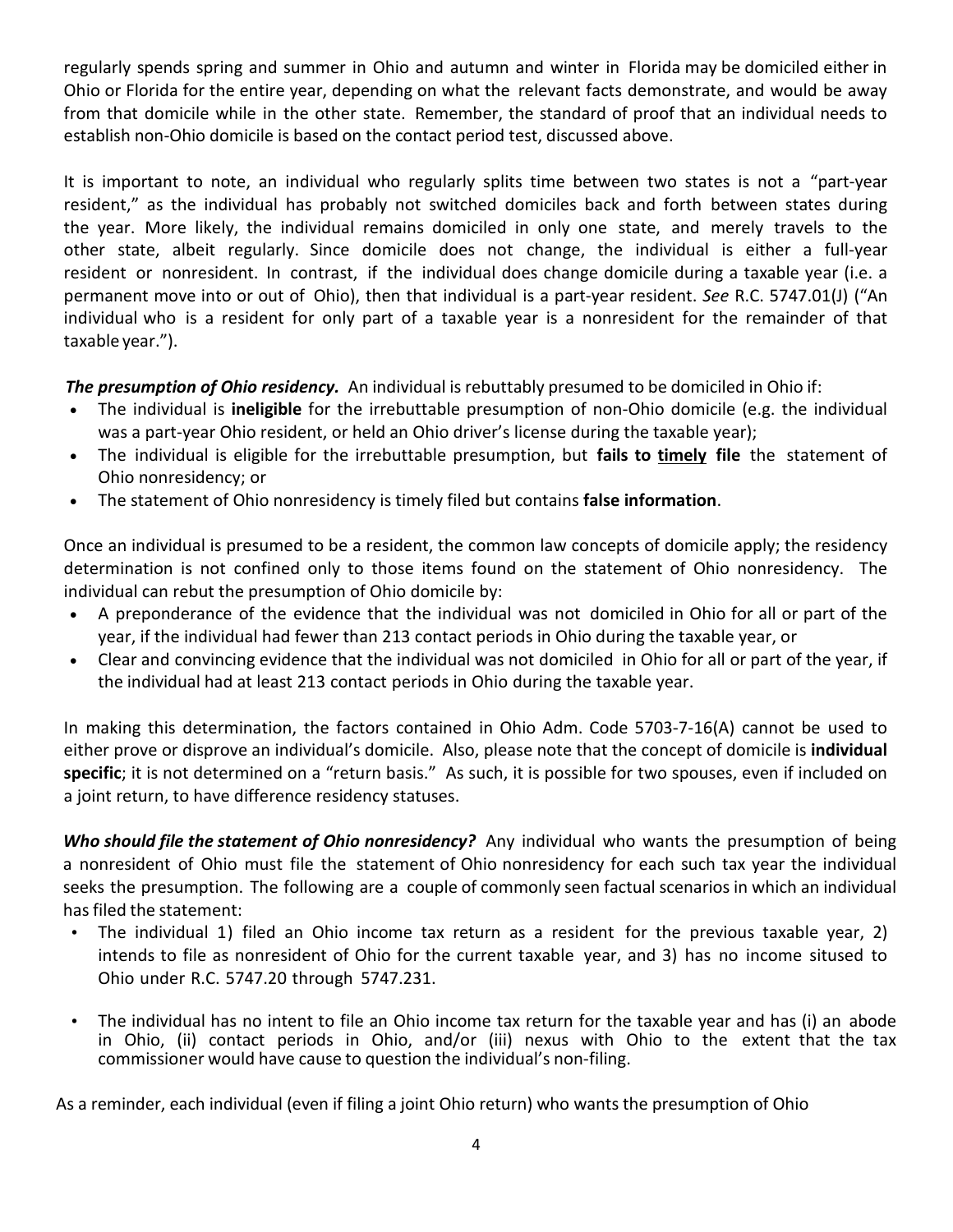regularly spends spring and summer in Ohio and autumn and winter in Florida may be domiciled either in Ohio or Florida for the entire year, depending on what the relevant facts demonstrate, and would be away from that domicile while in the other state. Remember, the standard of proof that an individual needs to establish non-Ohio domicile is based on the contact period test, discussed above.

It is important to note, an individual who regularly splits time between two states is not a "part-year resident," as the individual has probably not switched domiciles back and forth between states during the year. More likely, the individual remains domiciled in only one state, and merely travels to the other state, albeit regularly. Since domicile does not change, the individual is either a full-year resident or nonresident. In contrast, if the individual does change domicile during a taxable year (i.e. a permanent move into or out of Ohio), then that individual is a part-year resident. *See* R.C. 5747.01(J) ("An individual who is a resident for only part of a taxable year is a nonresident for the remainder of that taxable year.").

***The presumption of Ohio residency.*** An individual is rebuttably presumed to be domiciled in Ohio if:

- The individual is **ineligible** for the irrebuttable presumption of non-Ohio domicile (e.g. the individual was a part-year Ohio resident, or held an Ohio driver's license during the taxable year);
- The individual is eligible for the irrebuttable presumption, but **fails to <u>timely</u> file** the statement of Ohio nonresidency; or
- The statement of Ohio nonresidency is timely filed but contains **false information**.

Once an individual is presumed to be a resident, the common law concepts of domicile apply; the residency determination is not confined only to those items found on the statement of Ohio nonresidency. The individual can rebut the presumption of Ohio domicile by:

- A preponderance of the evidence that the individual was not domiciled in Ohio for all or part of the year, if the individual had fewer than 213 contact periods in Ohio during the taxable year, or
- Clear and convincing evidence that the individual was not domiciled in Ohio for all or part of the year, if the individual had at least 213 contact periods in Ohio during the taxable year.

In making this determination, the factors contained in Ohio Adm. Code 5703-7-16(A) cannot be used to either prove or disprove an individual's domicile. Also, please note that the concept of domicile is **individual specific**; it is not determined on a "return basis." As such, it is possible for two spouses, even if included on a joint return, to have difference residency statuses.

***Who should file the statement of Ohio nonresidency?*** Any individual who wants the presumption of being a nonresident of Ohio must file the statement of Ohio nonresidency for each such tax year the individual seeks the presumption. The following are a couple of commonly seen factual scenarios in which an individual has filed the statement:

- The individual 1) filed an Ohio income tax return as a resident for the previous taxable year, 2) intends to file as nonresident of Ohio for the current taxable year, and 3) has no income sitused to Ohio under R.C. 5747.20 through 5747.231.
- The individual has no intent to file an Ohio income tax return for the taxable year and has (i) an abode in Ohio, (ii) contact periods in Ohio, and/or (iii) nexus with Ohio to the extent that the tax commissioner would have cause to question the individual's non-filing.

As a reminder, each individual (even if filing a joint Ohio return) who wants the presumption of Ohio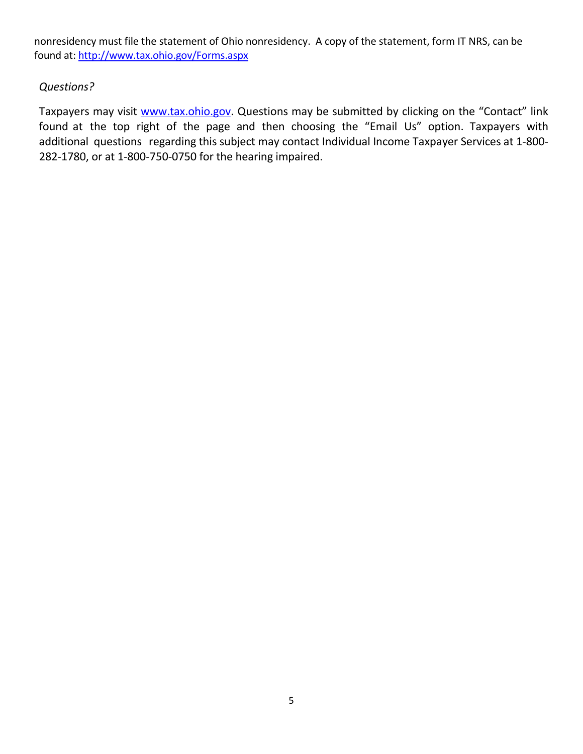nonresidency must file the statement of Ohio nonresidency. A copy of the statement, form IT NRS, can be found at: [http://www.tax.ohio.gov/Forms.aspx](http://www.tax.ohio.gov/Forms.aspx)

*Questions?*

Taxpayers may visit [www.tax.ohio.gov](http://www.tax.ohio.gov). Questions may be submitted by clicking on the "Contact" link found at the top right of the page and then choosing the "Email Us" option. Taxpayers with additional questions regarding this subject may contact Individual Income Taxpayer Services at 1-800-282-1780, or at 1-800-750-0750 for the hearing impaired.